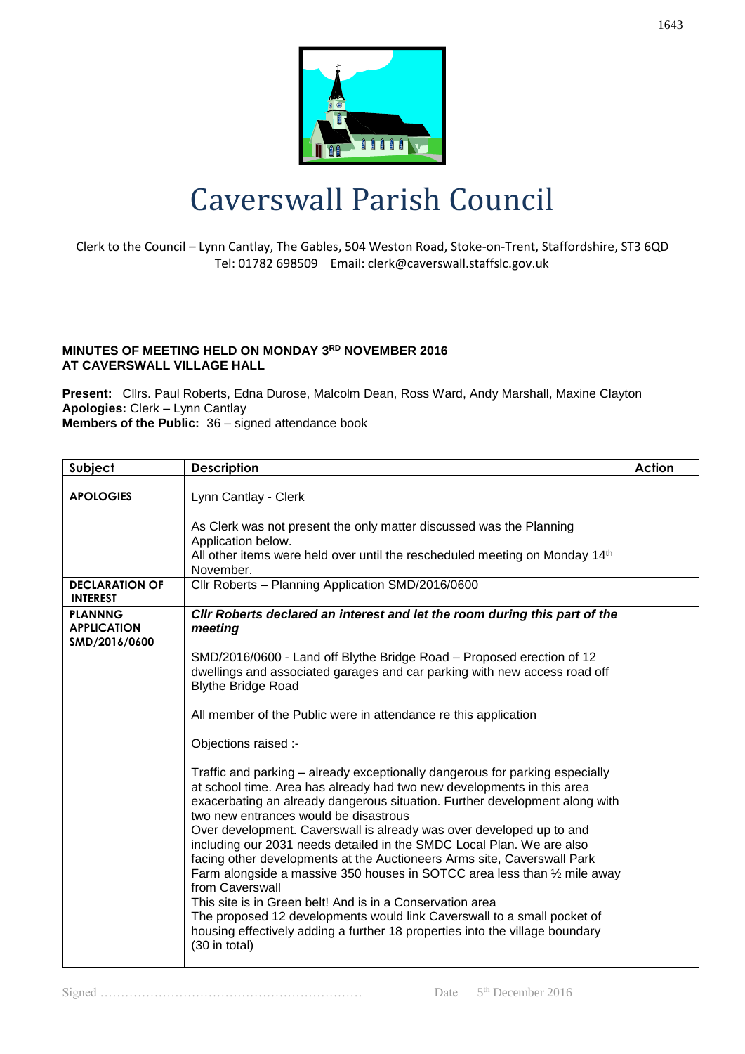# Caverswall Parish Council

Clerk to the Council – Lynn Cantlay, The Gables, 504 Weston Road, Stoke-on-Trent, Staffordshire, ST3 6QD
Tel: 01782 698509    Email: clerk@caverswall.staffslc.gov.uk

**MINUTES OF MEETING HELD ON MONDAY 3RD NOVEMBER 2016**
**AT CAVERSWALL VILLAGE HALL**

**Present:** Cllrs. Paul Roberts, Edna Durose, Malcolm Dean, Ross Ward, Andy Marshall, Maxine Clayton
**Apologies:** Clerk – Lynn Cantlay
**Members of the Public:** 36 – signed attendance book

| Subject | Description | Action |
|---|---|---|
| **APOLOGIES** | Lynn Cantlay - Clerk | |
| | As Clerk was not present the only matter discussed was the Planning Application below.<br>All other items were held over until the rescheduled meeting on Monday 14th November. | |
| **DECLARATION OF INTEREST** | Cllr Roberts – Planning Application SMD/2016/0600 | |
| **PLANNNG APPLICATION SMD/2016/0600** | ***Cllr Roberts declared an interest and let the room during this part of the meeting***<br><br>SMD/2016/0600 - Land off Blythe Bridge Road – Proposed erection of 12 dwellings and associated garages and car parking with new access road off Blythe Bridge Road<br><br>All member of the Public were in attendance re this application<br><br>Objections raised :-<br><br>Traffic and parking – already exceptionally dangerous for parking especially at school time. Area has already had two new developments in this area exacerbating an already dangerous situation. Further development along with two new entrances would be disastrous<br>Over development. Caverswall is already was over developed up to and including our 2031 needs detailed in the SMDC Local Plan. We are also facing other developments at the Auctioneers Arms site, Caverswall Park Farm alongside a massive 350 houses in SOTCC area less than ½ mile away from Caverswall<br>This site is in Green belt! And is in a Conservation area<br>The proposed 12 developments would link Caverswall to a small pocket of housing effectively adding a further 18 properties into the village boundary (30 in total) | |

Signed ……………………………………………………… Date 5th December 2016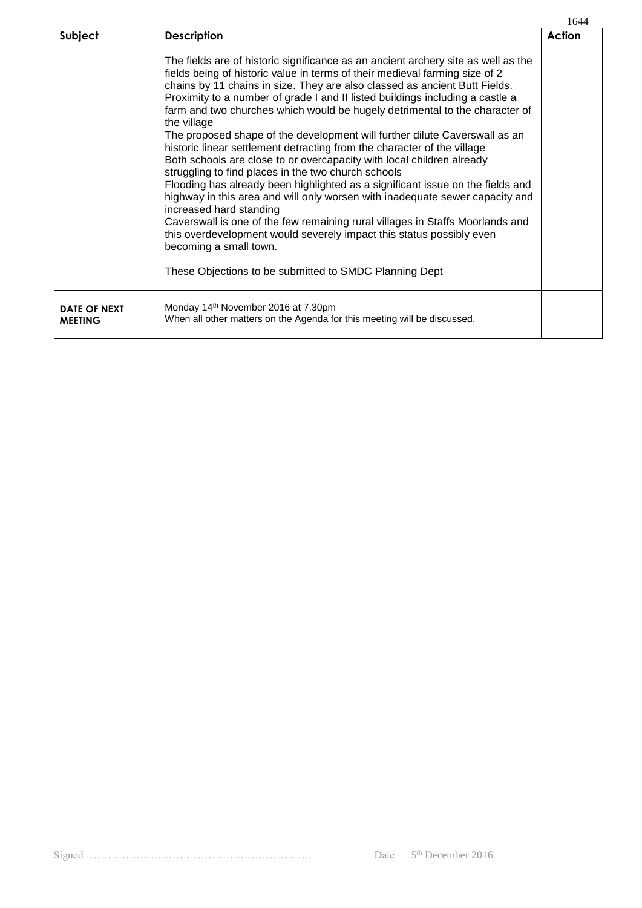| Subject | Description | Action |
|---|---|---|
| | The fields are of historic significance as an ancient archery site as well as the fields being of historic value in terms of their medieval farming size of 2 chains by 11 chains in size. They are also classed as ancient Butt Fields.<br>Proximity to a number of grade I and II listed buildings including a castle a farm and two churches which would be hugely detrimental to the character of the village<br>The proposed shape of the development will further dilute Caverswall as an historic linear settlement detracting from the character of the village<br>Both schools are close to or overcapacity with local children already struggling to find places in the two church schools<br>Flooding has already been highlighted as a significant issue on the fields and highway in this area and will only worsen with inadequate sewer capacity and increased hard standing<br>Caverswall is one of the few remaining rural villages in Staffs Moorlands and this overdevelopment would severely impact this status possibly even becoming a small town.<br><br>These Objections to be submitted to SMDC Planning Dept | |
| **DATE OF NEXT MEETING** | Monday 14th November 2016 at 7.30pm<br>When all other matters on the Agenda for this meeting will be discussed. | |

Signed ………………………………………………………… Date 5th December 2016